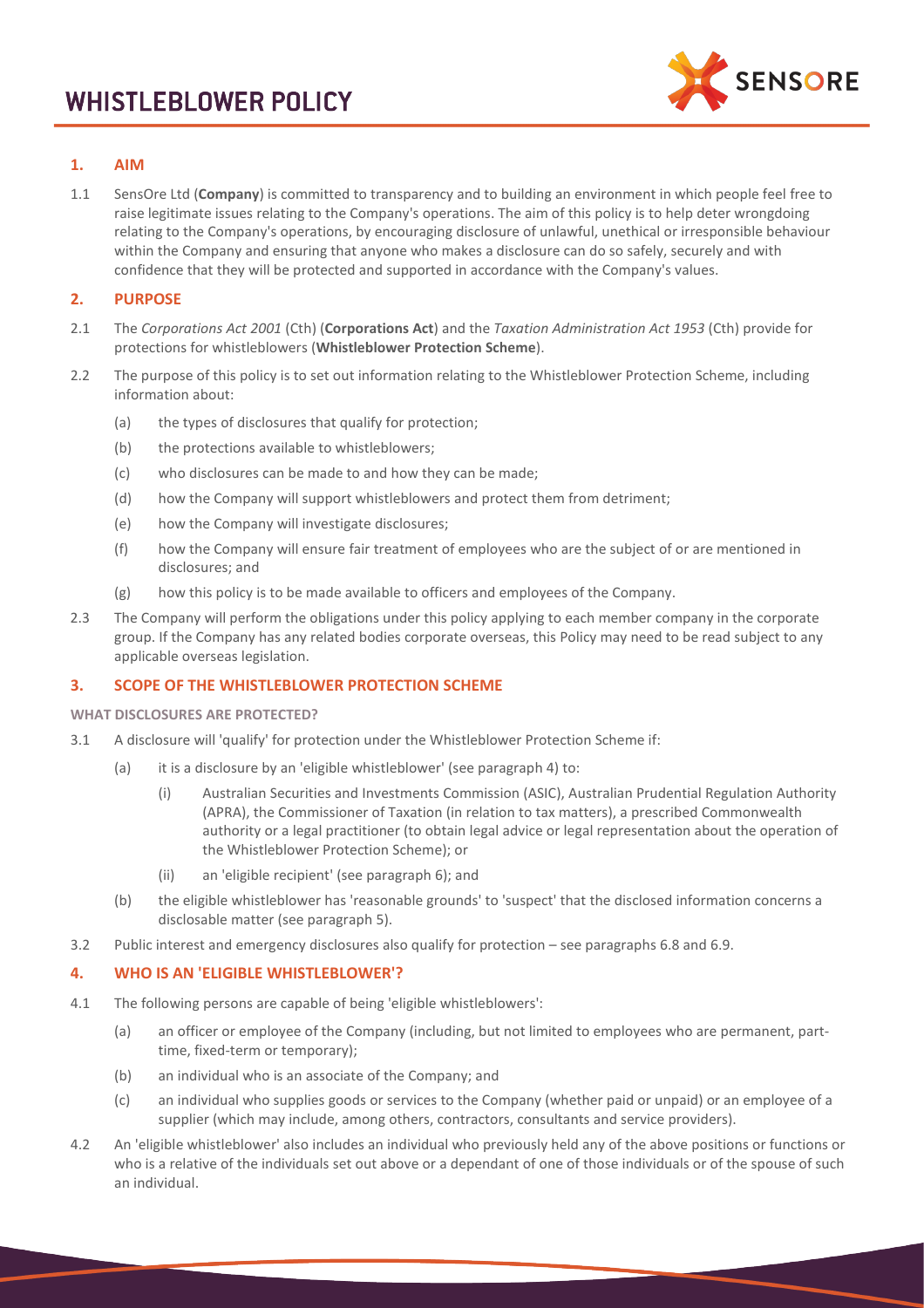# WHISTLEBLOWER POLICY

## 1. AIM

1.1 SensOre Ltd (**Company**) is committed to transparency and to building an environment in which people feel free to raise legitimate issues relating to the Company's operations. The aim of this policy is to help deter wrongdoing relating to the Company's operations, by encouraging disclosure of unlawful, unethical or irresponsible behaviour within the Company and ensuring that anyone who makes a disclosure can do so safely, securely and with confidence that they will be protected and supported in accordance with the Company's values.

## 2. PURPOSE

2.1 The *Corporations Act 2001* (Cth) (**Corporations Act**) and the *Taxation Administration Act 1953* (Cth) provide for protections for whistleblowers (**Whistleblower Protection Scheme**).

2.2 The purpose of this policy is to set out information relating to the Whistleblower Protection Scheme, including information about:

- (a) the types of disclosures that qualify for protection;
- (b) the protections available to whistleblowers;
- (c) who disclosures can be made to and how they can be made;
- (d) how the Company will support whistleblowers and protect them from detriment;
- (e) how the Company will investigate disclosures;
- (f) how the Company will ensure fair treatment of employees who are the subject of or are mentioned in disclosures; and
- (g) how this policy is to be made available to officers and employees of the Company.

2.3 The Company will perform the obligations under this policy applying to each member company in the corporate group. If the Company has any related bodies corporate overseas, this Policy may need to be read subject to any applicable overseas legislation.

## 3. SCOPE OF THE WHISTLEBLOWER PROTECTION SCHEME

### WHAT DISCLOSURES ARE PROTECTED?

3.1 A disclosure will 'qualify' for protection under the Whistleblower Protection Scheme if:

- (a) it is a disclosure by an 'eligible whistleblower' (see paragraph 4) to:
  - (i) Australian Securities and Investments Commission (ASIC), Australian Prudential Regulation Authority (APRA), the Commissioner of Taxation (in relation to tax matters), a prescribed Commonwealth authority or a legal practitioner (to obtain legal advice or legal representation about the operation of the Whistleblower Protection Scheme); or
  - (ii) an 'eligible recipient' (see paragraph 6); and
- (b) the eligible whistleblower has 'reasonable grounds' to 'suspect' that the disclosed information concerns a disclosable matter (see paragraph 5).

3.2 Public interest and emergency disclosures also qualify for protection – see paragraphs 6.8 and 6.9.

## 4. WHO IS AN 'ELIGIBLE WHISTLEBLOWER'?

4.1 The following persons are capable of being 'eligible whistleblowers':

- (a) an officer or employee of the Company (including, but not limited to employees who are permanent, part-time, fixed-term or temporary);
- (b) an individual who is an associate of the Company; and
- (c) an individual who supplies goods or services to the Company (whether paid or unpaid) or an employee of a supplier (which may include, among others, contractors, consultants and service providers).

4.2 An 'eligible whistleblower' also includes an individual who previously held any of the above positions or functions or who is a relative of the individuals set out above or a dependant of one of those individuals or of the spouse of such an individual.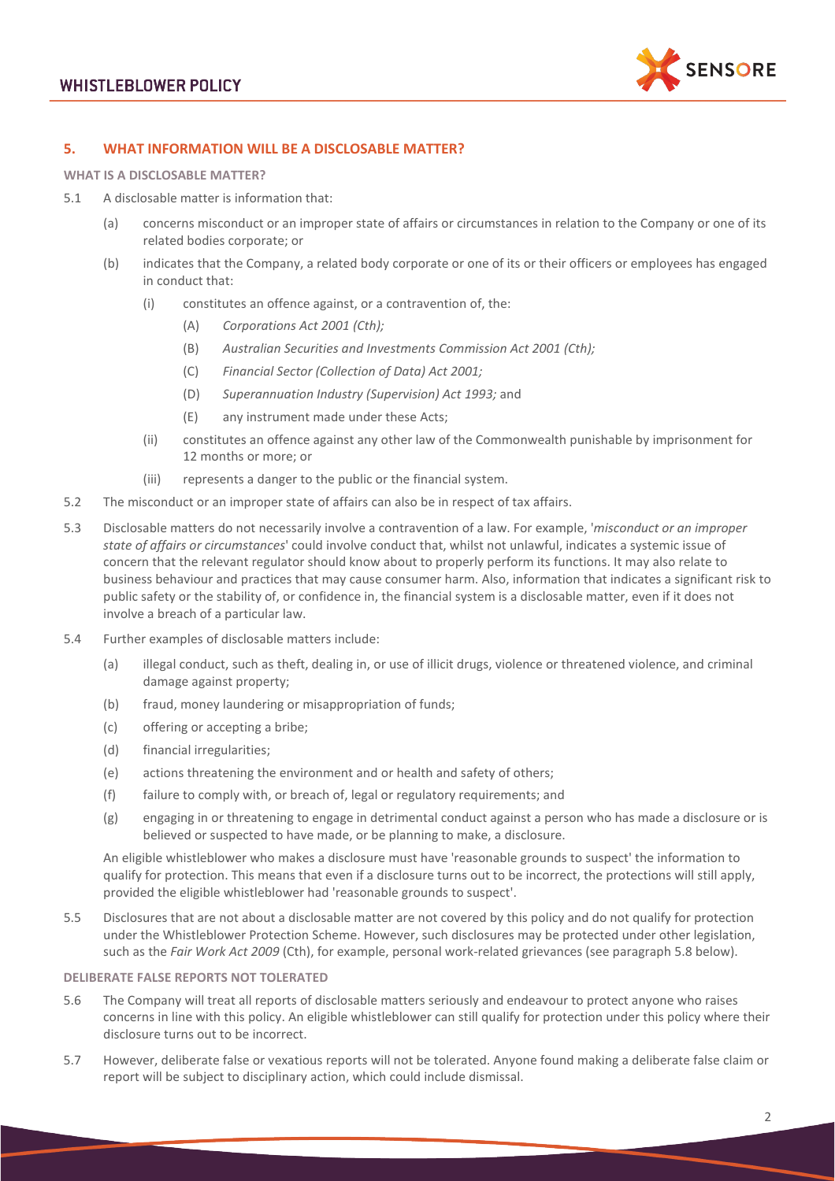## 5. WHAT INFORMATION WILL BE A DISCLOSABLE MATTER?

### WHAT IS A DISCLOSABLE MATTER?

5.1 A disclosable matter is information that:

(a) concerns misconduct or an improper state of affairs or circumstances in relation to the Company or one of its related bodies corporate; or

(b) indicates that the Company, a related body corporate or one of its or their officers or employees has engaged in conduct that:

(i) constitutes an offence against, or a contravention of, the:

(A) *Corporations Act 2001 (Cth);*

(B) *Australian Securities and Investments Commission Act 2001 (Cth);*

(C) *Financial Sector (Collection of Data) Act 2001;*

(D) *Superannuation Industry (Supervision) Act 1993;* and

(E) any instrument made under these Acts;

(ii) constitutes an offence against any other law of the Commonwealth punishable by imprisonment for 12 months or more; or

(iii) represents a danger to the public or the financial system.

5.2 The misconduct or an improper state of affairs can also be in respect of tax affairs.

5.3 Disclosable matters do not necessarily involve a contravention of a law. For example, '*misconduct or an improper state of affairs or circumstances*' could involve conduct that, whilst not unlawful, indicates a systemic issue of concern that the relevant regulator should know about to properly perform its functions. It may also relate to business behaviour and practices that may cause consumer harm. Also, information that indicates a significant risk to public safety or the stability of, or confidence in, the financial system is a disclosable matter, even if it does not involve a breach of a particular law.

5.4 Further examples of disclosable matters include:

(a) illegal conduct, such as theft, dealing in, or use of illicit drugs, violence or threatened violence, and criminal damage against property;

(b) fraud, money laundering or misappropriation of funds;

(c) offering or accepting a bribe;

(d) financial irregularities;

(e) actions threatening the environment and or health and safety of others;

(f) failure to comply with, or breach of, legal or regulatory requirements; and

(g) engaging in or threatening to engage in detrimental conduct against a person who has made a disclosure or is believed or suspected to have made, or be planning to make, a disclosure.

An eligible whistleblower who makes a disclosure must have 'reasonable grounds to suspect' the information to qualify for protection. This means that even if a disclosure turns out to be incorrect, the protections will still apply, provided the eligible whistleblower had 'reasonable grounds to suspect'.

5.5 Disclosures that are not about a disclosable matter are not covered by this policy and do not qualify for protection under the Whistleblower Protection Scheme. However, such disclosures may be protected under other legislation, such as the *Fair Work Act 2009* (Cth), for example, personal work-related grievances (see paragraph 5.8 below).

### DELIBERATE FALSE REPORTS NOT TOLERATED

5.6 The Company will treat all reports of disclosable matters seriously and endeavour to protect anyone who raises concerns in line with this policy. An eligible whistleblower can still qualify for protection under this policy where their disclosure turns out to be incorrect.

5.7 However, deliberate false or vexatious reports will not be tolerated. Anyone found making a deliberate false claim or report will be subject to disciplinary action, which could include dismissal.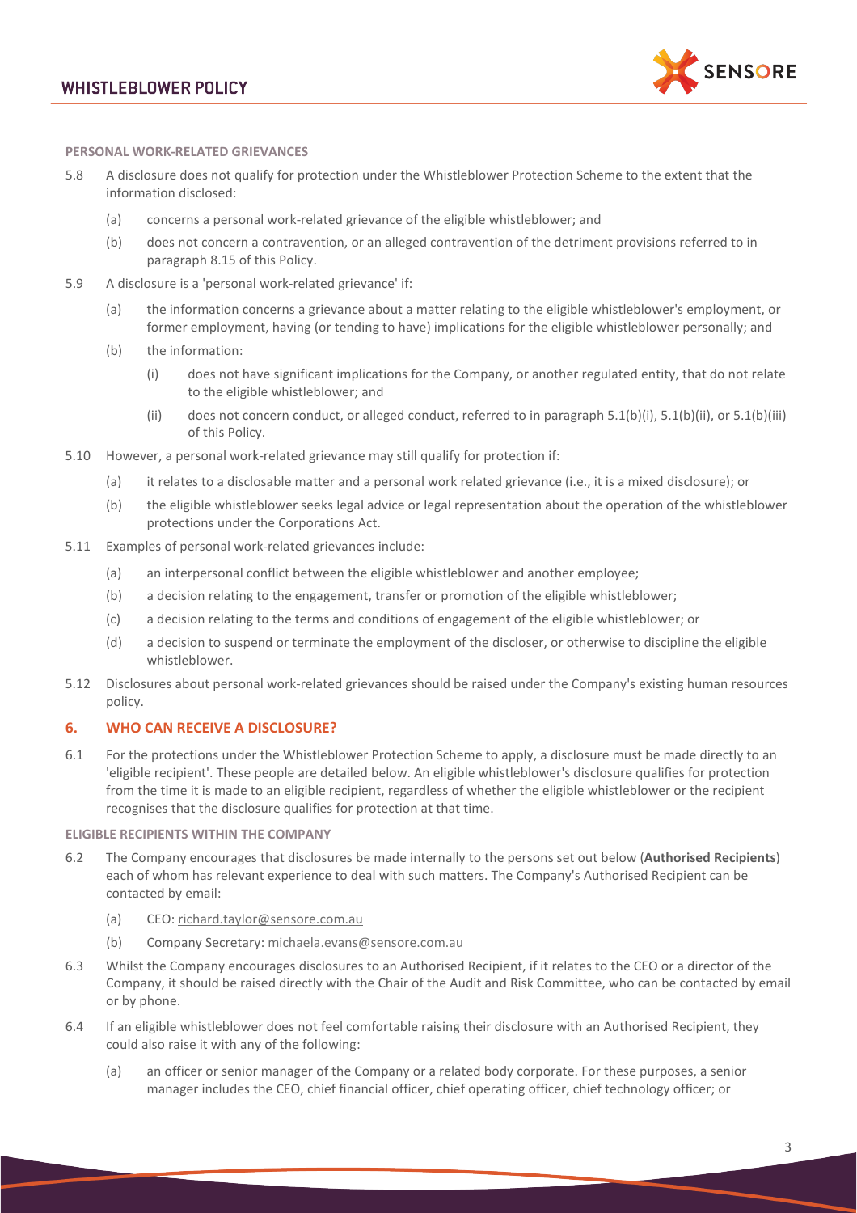**PERSONAL WORK-RELATED GRIEVANCES**

5.8 A disclosure does not qualify for protection under the Whistleblower Protection Scheme to the extent that the information disclosed:

(a) concerns a personal work-related grievance of the eligible whistleblower; and

(b) does not concern a contravention, or an alleged contravention of the detriment provisions referred to in paragraph 8.15 of this Policy.

5.9 A disclosure is a 'personal work-related grievance' if:

(a) the information concerns a grievance about a matter relating to the eligible whistleblower's employment, or former employment, having (or tending to have) implications for the eligible whistleblower personally; and

(b) the information:

(i) does not have significant implications for the Company, or another regulated entity, that do not relate to the eligible whistleblower; and

(ii) does not concern conduct, or alleged conduct, referred to in paragraph 5.1(b)(i), 5.1(b)(ii), or 5.1(b)(iii) of this Policy.

5.10 However, a personal work-related grievance may still qualify for protection if:

(a) it relates to a disclosable matter and a personal work related grievance (i.e., it is a mixed disclosure); or

(b) the eligible whistleblower seeks legal advice or legal representation about the operation of the whistleblower protections under the Corporations Act.

5.11 Examples of personal work-related grievances include:

(a) an interpersonal conflict between the eligible whistleblower and another employee;

(b) a decision relating to the engagement, transfer or promotion of the eligible whistleblower;

(c) a decision relating to the terms and conditions of engagement of the eligible whistleblower; or

(d) a decision to suspend or terminate the employment of the discloser, or otherwise to discipline the eligible whistleblower.

5.12 Disclosures about personal work-related grievances should be raised under the Company's existing human resources policy.

## 6. WHO CAN RECEIVE A DISCLOSURE?

6.1 For the protections under the Whistleblower Protection Scheme to apply, a disclosure must be made directly to an 'eligible recipient'. These people are detailed below. An eligible whistleblower's disclosure qualifies for protection from the time it is made to an eligible recipient, regardless of whether the eligible whistleblower or the recipient recognises that the disclosure qualifies for protection at that time.

**ELIGIBLE RECIPIENTS WITHIN THE COMPANY**

6.2 The Company encourages that disclosures be made internally to the persons set out below (**Authorised Recipients**) each of whom has relevant experience to deal with such matters. The Company's Authorised Recipient can be contacted by email:

(a) CEO: richard.taylor@sensore.com.au

(b) Company Secretary: michaela.evans@sensore.com.au

6.3 Whilst the Company encourages disclosures to an Authorised Recipient, if it relates to the CEO or a director of the Company, it should be raised directly with the Chair of the Audit and Risk Committee, who can be contacted by email or by phone.

6.4 If an eligible whistleblower does not feel comfortable raising their disclosure with an Authorised Recipient, they could also raise it with any of the following:

(a) an officer or senior manager of the Company or a related body corporate. For these purposes, a senior manager includes the CEO, chief financial officer, chief operating officer, chief technology officer; or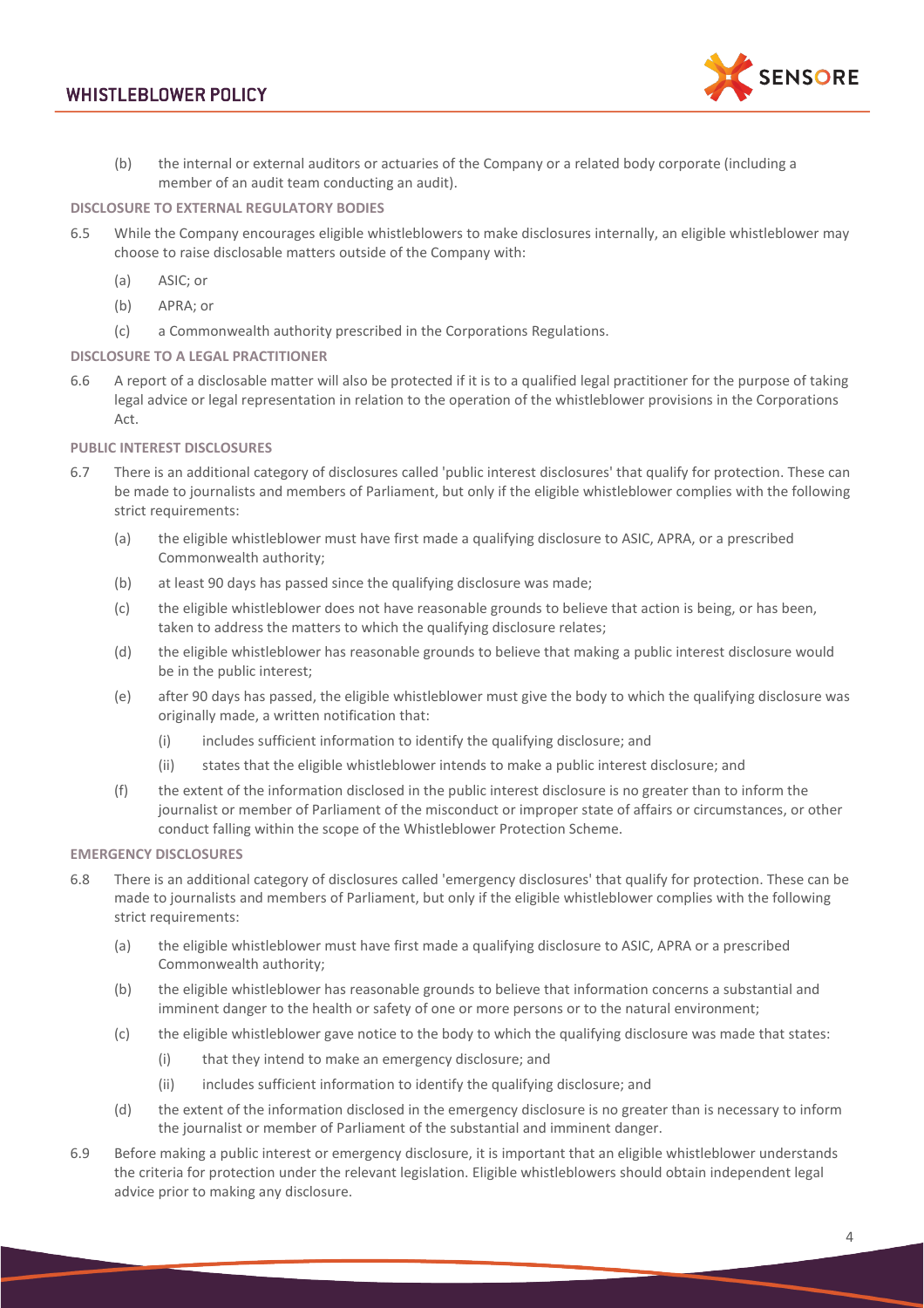(b) the internal or external auditors or actuaries of the Company or a related body corporate (including a member of an audit team conducting an audit).

**DISCLOSURE TO EXTERNAL REGULATORY BODIES**

6.5 While the Company encourages eligible whistleblowers to make disclosures internally, an eligible whistleblower may choose to raise disclosable matters outside of the Company with:

(a) ASIC; or

(b) APRA; or

(c) a Commonwealth authority prescribed in the Corporations Regulations.

**DISCLOSURE TO A LEGAL PRACTITIONER**

6.6 A report of a disclosable matter will also be protected if it is to a qualified legal practitioner for the purpose of taking legal advice or legal representation in relation to the operation of the whistleblower provisions in the Corporations Act.

**PUBLIC INTEREST DISCLOSURES**

6.7 There is an additional category of disclosures called 'public interest disclosures' that qualify for protection. These can be made to journalists and members of Parliament, but only if the eligible whistleblower complies with the following strict requirements:

(a) the eligible whistleblower must have first made a qualifying disclosure to ASIC, APRA, or a prescribed Commonwealth authority;

(b) at least 90 days has passed since the qualifying disclosure was made;

(c) the eligible whistleblower does not have reasonable grounds to believe that action is being, or has been, taken to address the matters to which the qualifying disclosure relates;

(d) the eligible whistleblower has reasonable grounds to believe that making a public interest disclosure would be in the public interest;

(e) after 90 days has passed, the eligible whistleblower must give the body to which the qualifying disclosure was originally made, a written notification that:

(i) includes sufficient information to identify the qualifying disclosure; and

(ii) states that the eligible whistleblower intends to make a public interest disclosure; and

(f) the extent of the information disclosed in the public interest disclosure is no greater than to inform the journalist or member of Parliament of the misconduct or improper state of affairs or circumstances, or other conduct falling within the scope of the Whistleblower Protection Scheme.

**EMERGENCY DISCLOSURES**

6.8 There is an additional category of disclosures called 'emergency disclosures' that qualify for protection. These can be made to journalists and members of Parliament, but only if the eligible whistleblower complies with the following strict requirements:

(a) the eligible whistleblower must have first made a qualifying disclosure to ASIC, APRA or a prescribed Commonwealth authority;

(b) the eligible whistleblower has reasonable grounds to believe that information concerns a substantial and imminent danger to the health or safety of one or more persons or to the natural environment;

(c) the eligible whistleblower gave notice to the body to which the qualifying disclosure was made that states:

(i) that they intend to make an emergency disclosure; and

(ii) includes sufficient information to identify the qualifying disclosure; and

(d) the extent of the information disclosed in the emergency disclosure is no greater than is necessary to inform the journalist or member of Parliament of the substantial and imminent danger.

6.9 Before making a public interest or emergency disclosure, it is important that an eligible whistleblower understands the criteria for protection under the relevant legislation. Eligible whistleblowers should obtain independent legal advice prior to making any disclosure.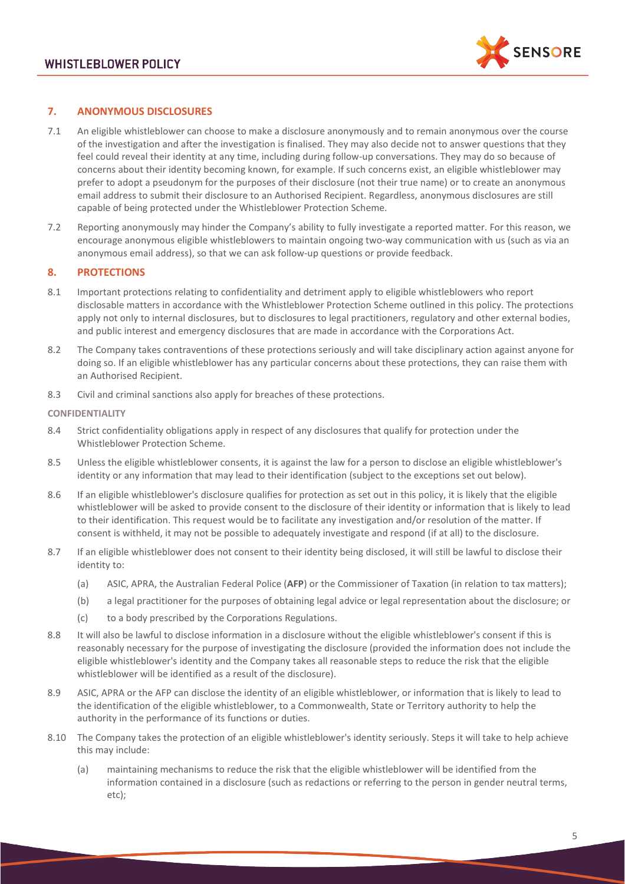## 7. ANONYMOUS DISCLOSURES

7.1 An eligible whistleblower can choose to make a disclosure anonymously and to remain anonymous over the course of the investigation and after the investigation is finalised. They may also decide not to answer questions that they feel could reveal their identity at any time, including during follow-up conversations. They may do so because of concerns about their identity becoming known, for example. If such concerns exist, an eligible whistleblower may prefer to adopt a pseudonym for the purposes of their disclosure (not their true name) or to create an anonymous email address to submit their disclosure to an Authorised Recipient. Regardless, anonymous disclosures are still capable of being protected under the Whistleblower Protection Scheme.

7.2 Reporting anonymously may hinder the Company's ability to fully investigate a reported matter. For this reason, we encourage anonymous eligible whistleblowers to maintain ongoing two-way communication with us (such as via an anonymous email address), so that we can ask follow-up questions or provide feedback.

## 8. PROTECTIONS

8.1 Important protections relating to confidentiality and detriment apply to eligible whistleblowers who report disclosable matters in accordance with the Whistleblower Protection Scheme outlined in this policy. The protections apply not only to internal disclosures, but to disclosures to legal practitioners, regulatory and other external bodies, and public interest and emergency disclosures that are made in accordance with the Corporations Act.

8.2 The Company takes contraventions of these protections seriously and will take disciplinary action against anyone for doing so. If an eligible whistleblower has any particular concerns about these protections, they can raise them with an Authorised Recipient.

8.3 Civil and criminal sanctions also apply for breaches of these protections.

### CONFIDENTIALITY

8.4 Strict confidentiality obligations apply in respect of any disclosures that qualify for protection under the Whistleblower Protection Scheme.

8.5 Unless the eligible whistleblower consents, it is against the law for a person to disclose an eligible whistleblower's identity or any information that may lead to their identification (subject to the exceptions set out below).

8.6 If an eligible whistleblower's disclosure qualifies for protection as set out in this policy, it is likely that the eligible whistleblower will be asked to provide consent to the disclosure of their identity or information that is likely to lead to their identification. This request would be to facilitate any investigation and/or resolution of the matter. If consent is withheld, it may not be possible to adequately investigate and respond (if at all) to the disclosure.

8.7 If an eligible whistleblower does not consent to their identity being disclosed, it will still be lawful to disclose their identity to:

- (a) ASIC, APRA, the Australian Federal Police (**AFP**) or the Commissioner of Taxation (in relation to tax matters);
- (b) a legal practitioner for the purposes of obtaining legal advice or legal representation about the disclosure; or
- (c) to a body prescribed by the Corporations Regulations.

8.8 It will also be lawful to disclose information in a disclosure without the eligible whistleblower's consent if this is reasonably necessary for the purpose of investigating the disclosure (provided the information does not include the eligible whistleblower's identity and the Company takes all reasonable steps to reduce the risk that the eligible whistleblower will be identified as a result of the disclosure).

8.9 ASIC, APRA or the AFP can disclose the identity of an eligible whistleblower, or information that is likely to lead to the identification of the eligible whistleblower, to a Commonwealth, State or Territory authority to help the authority in the performance of its functions or duties.

8.10 The Company takes the protection of an eligible whistleblower's identity seriously. Steps it will take to help achieve this may include:

- (a) maintaining mechanisms to reduce the risk that the eligible whistleblower will be identified from the information contained in a disclosure (such as redactions or referring to the person in gender neutral terms, etc);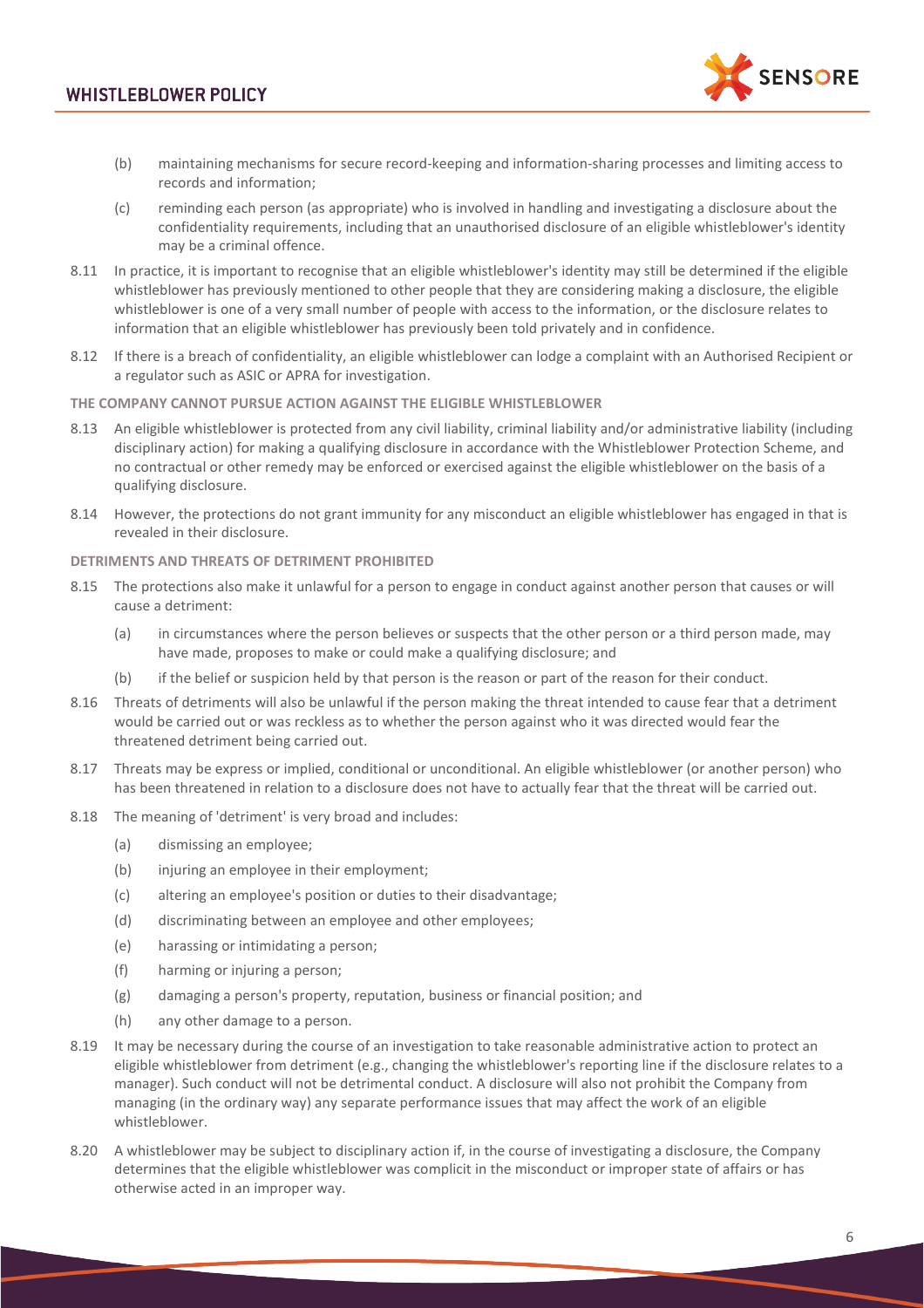(b) maintaining mechanisms for secure record-keeping and information-sharing processes and limiting access to records and information;

(c) reminding each person (as appropriate) who is involved in handling and investigating a disclosure about the confidentiality requirements, including that an unauthorised disclosure of an eligible whistleblower's identity may be a criminal offence.

8.11 In practice, it is important to recognise that an eligible whistleblower's identity may still be determined if the eligible whistleblower has previously mentioned to other people that they are considering making a disclosure, the eligible whistleblower is one of a very small number of people with access to the information, or the disclosure relates to information that an eligible whistleblower has previously been told privately and in confidence.

8.12 If there is a breach of confidentiality, an eligible whistleblower can lodge a complaint with an Authorised Recipient or a regulator such as ASIC or APRA for investigation.

#### THE COMPANY CANNOT PURSUE ACTION AGAINST THE ELIGIBLE WHISTLEBLOWER

8.13 An eligible whistleblower is protected from any civil liability, criminal liability and/or administrative liability (including disciplinary action) for making a qualifying disclosure in accordance with the Whistleblower Protection Scheme, and no contractual or other remedy may be enforced or exercised against the eligible whistleblower on the basis of a qualifying disclosure.

8.14 However, the protections do not grant immunity for any misconduct an eligible whistleblower has engaged in that is revealed in their disclosure.

#### DETRIMENTS AND THREATS OF DETRIMENT PROHIBITED

8.15 The protections also make it unlawful for a person to engage in conduct against another person that causes or will cause a detriment:

(a) in circumstances where the person believes or suspects that the other person or a third person made, may have made, proposes to make or could make a qualifying disclosure; and

(b) if the belief or suspicion held by that person is the reason or part of the reason for their conduct.

8.16 Threats of detriments will also be unlawful if the person making the threat intended to cause fear that a detriment would be carried out or was reckless as to whether the person against who it was directed would fear the threatened detriment being carried out.

8.17 Threats may be express or implied, conditional or unconditional. An eligible whistleblower (or another person) who has been threatened in relation to a disclosure does not have to actually fear that the threat will be carried out.

8.18 The meaning of 'detriment' is very broad and includes:

(a) dismissing an employee;

(b) injuring an employee in their employment;

(c) altering an employee's position or duties to their disadvantage;

(d) discriminating between an employee and other employees;

(e) harassing or intimidating a person;

(f) harming or injuring a person;

(g) damaging a person's property, reputation, business or financial position; and

(h) any other damage to a person.

8.19 It may be necessary during the course of an investigation to take reasonable administrative action to protect an eligible whistleblower from detriment (e.g., changing the whistleblower's reporting line if the disclosure relates to a manager). Such conduct will not be detrimental conduct. A disclosure will also not prohibit the Company from managing (in the ordinary way) any separate performance issues that may affect the work of an eligible whistleblower.

8.20 A whistleblower may be subject to disciplinary action if, in the course of investigating a disclosure, the Company determines that the eligible whistleblower was complicit in the misconduct or improper state of affairs or has otherwise acted in an improper way.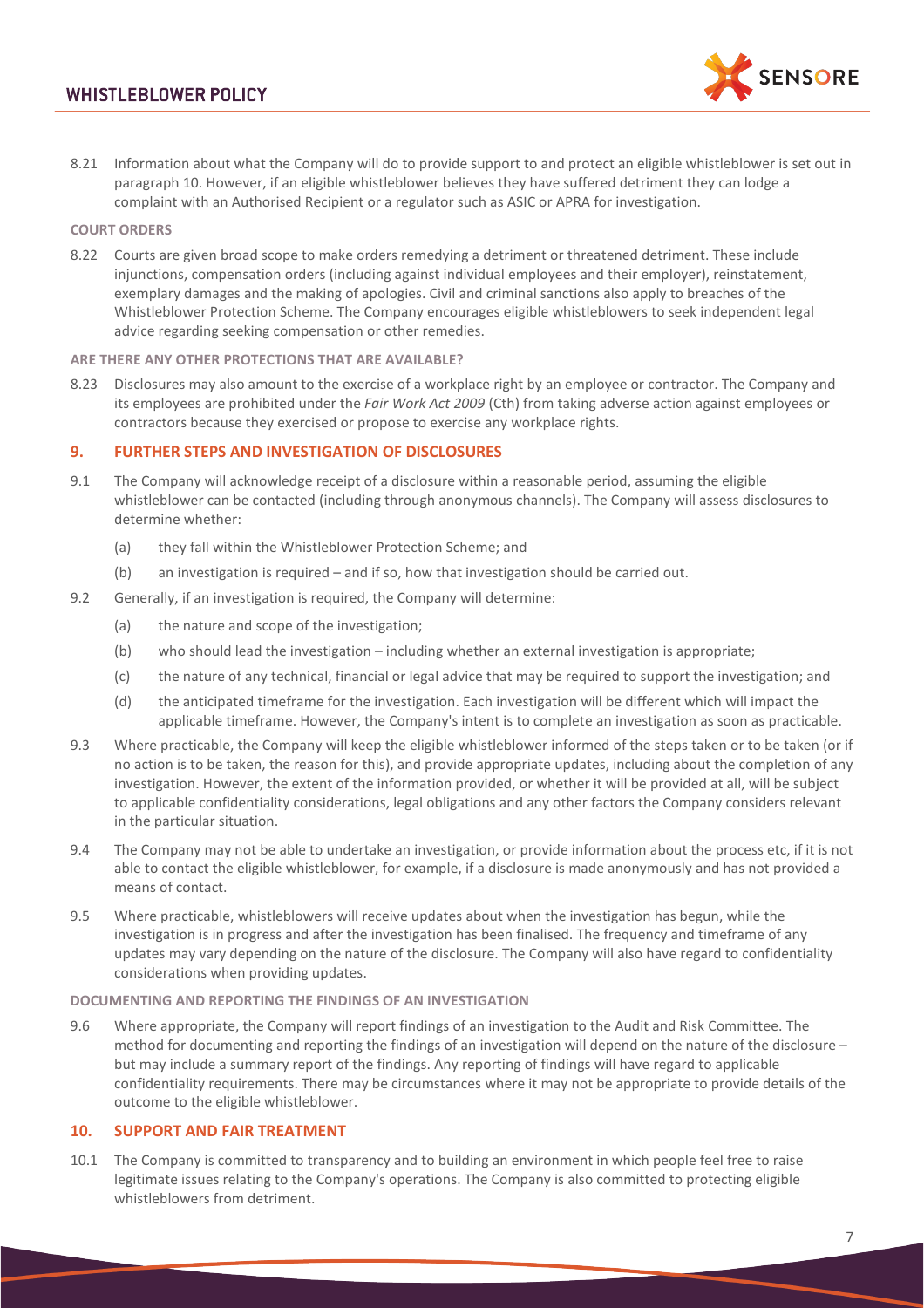8.21 Information about what the Company will do to provide support to and protect an eligible whistleblower is set out in paragraph 10. However, if an eligible whistleblower believes they have suffered detriment they can lodge a complaint with an Authorised Recipient or a regulator such as ASIC or APRA for investigation.

**COURT ORDERS**

8.22 Courts are given broad scope to make orders remedying a detriment or threatened detriment. These include injunctions, compensation orders (including against individual employees and their employer), reinstatement, exemplary damages and the making of apologies. Civil and criminal sanctions also apply to breaches of the Whistleblower Protection Scheme. The Company encourages eligible whistleblowers to seek independent legal advice regarding seeking compensation or other remedies.

**ARE THERE ANY OTHER PROTECTIONS THAT ARE AVAILABLE?**

8.23 Disclosures may also amount to the exercise of a workplace right by an employee or contractor. The Company and its employees are prohibited under the *Fair Work Act 2009* (Cth) from taking adverse action against employees or contractors because they exercised or propose to exercise any workplace rights.

## 9. FURTHER STEPS AND INVESTIGATION OF DISCLOSURES

9.1 The Company will acknowledge receipt of a disclosure within a reasonable period, assuming the eligible whistleblower can be contacted (including through anonymous channels). The Company will assess disclosures to determine whether:

- (a) they fall within the Whistleblower Protection Scheme; and
- (b) an investigation is required – and if so, how that investigation should be carried out.

9.2 Generally, if an investigation is required, the Company will determine:

- (a) the nature and scope of the investigation;
- (b) who should lead the investigation – including whether an external investigation is appropriate;
- (c) the nature of any technical, financial or legal advice that may be required to support the investigation; and
- (d) the anticipated timeframe for the investigation. Each investigation will be different which will impact the applicable timeframe. However, the Company's intent is to complete an investigation as soon as practicable.

9.3 Where practicable, the Company will keep the eligible whistleblower informed of the steps taken or to be taken (or if no action is to be taken, the reason for this), and provide appropriate updates, including about the completion of any investigation. However, the extent of the information provided, or whether it will be provided at all, will be subject to applicable confidentiality considerations, legal obligations and any other factors the Company considers relevant in the particular situation.

9.4 The Company may not be able to undertake an investigation, or provide information about the process etc, if it is not able to contact the eligible whistleblower, for example, if a disclosure is made anonymously and has not provided a means of contact.

9.5 Where practicable, whistleblowers will receive updates about when the investigation has begun, while the investigation is in progress and after the investigation has been finalised. The frequency and timeframe of any updates may vary depending on the nature of the disclosure. The Company will also have regard to confidentiality considerations when providing updates.

**DOCUMENTING AND REPORTING THE FINDINGS OF AN INVESTIGATION**

9.6 Where appropriate, the Company will report findings of an investigation to the Audit and Risk Committee. The method for documenting and reporting the findings of an investigation will depend on the nature of the disclosure – but may include a summary report of the findings. Any reporting of findings will have regard to applicable confidentiality requirements. There may be circumstances where it may not be appropriate to provide details of the outcome to the eligible whistleblower.

## 10. SUPPORT AND FAIR TREATMENT

10.1 The Company is committed to transparency and to building an environment in which people feel free to raise legitimate issues relating to the Company's operations. The Company is also committed to protecting eligible whistleblowers from detriment.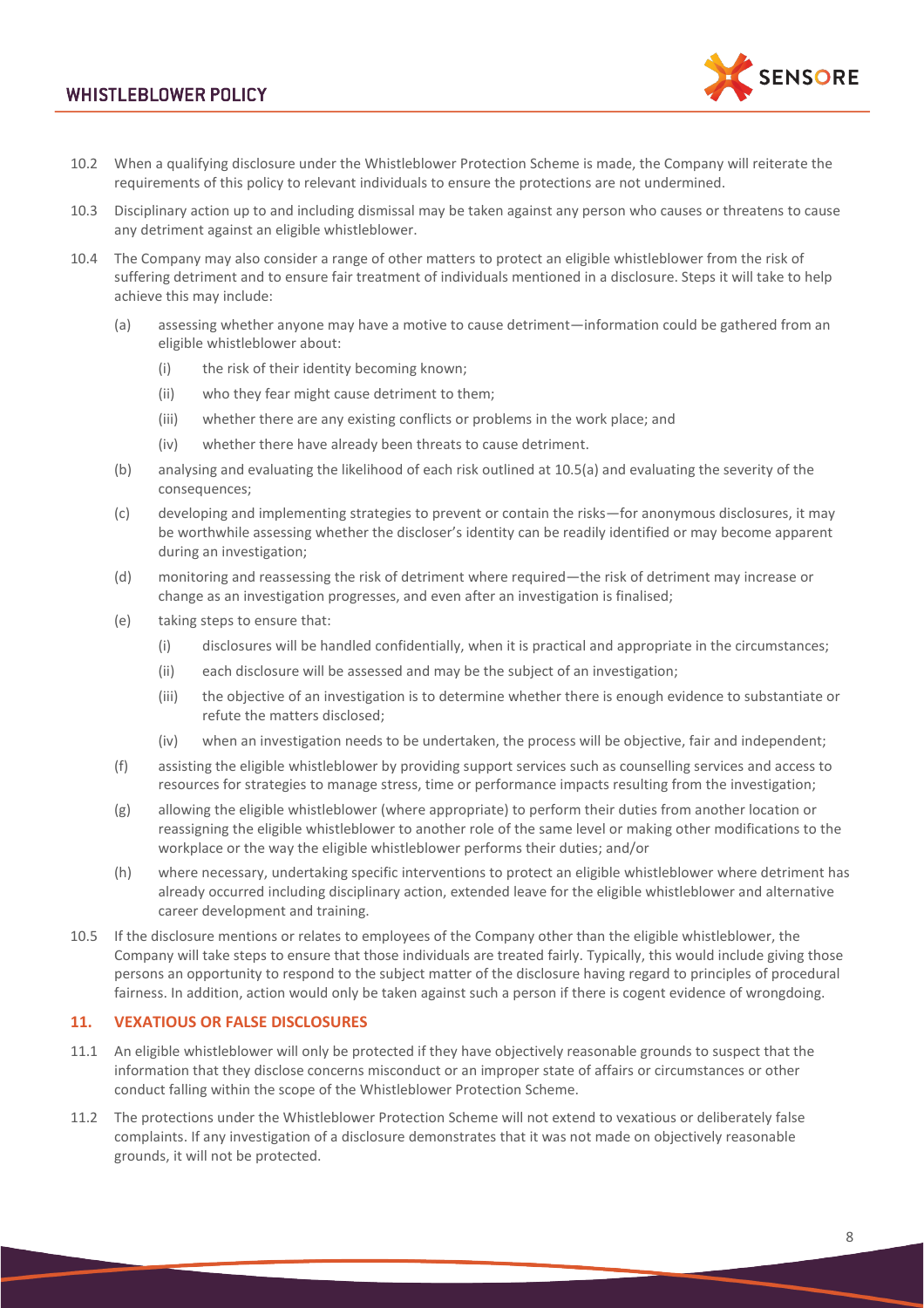10.2 When a qualifying disclosure under the Whistleblower Protection Scheme is made, the Company will reiterate the requirements of this policy to relevant individuals to ensure the protections are not undermined.

10.3 Disciplinary action up to and including dismissal may be taken against any person who causes or threatens to cause any detriment against an eligible whistleblower.

10.4 The Company may also consider a range of other matters to protect an eligible whistleblower from the risk of suffering detriment and to ensure fair treatment of individuals mentioned in a disclosure. Steps it will take to help achieve this may include:

(a) assessing whether anyone may have a motive to cause detriment—information could be gathered from an eligible whistleblower about:

(i) the risk of their identity becoming known;

(ii) who they fear might cause detriment to them;

(iii) whether there are any existing conflicts or problems in the work place; and

(iv) whether there have already been threats to cause detriment.

(b) analysing and evaluating the likelihood of each risk outlined at 10.5(a) and evaluating the severity of the consequences;

(c) developing and implementing strategies to prevent or contain the risks—for anonymous disclosures, it may be worthwhile assessing whether the discloser's identity can be readily identified or may become apparent during an investigation;

(d) monitoring and reassessing the risk of detriment where required—the risk of detriment may increase or change as an investigation progresses, and even after an investigation is finalised;

(e) taking steps to ensure that:

(i) disclosures will be handled confidentially, when it is practical and appropriate in the circumstances;

(ii) each disclosure will be assessed and may be the subject of an investigation;

(iii) the objective of an investigation is to determine whether there is enough evidence to substantiate or refute the matters disclosed;

(iv) when an investigation needs to be undertaken, the process will be objective, fair and independent;

(f) assisting the eligible whistleblower by providing support services such as counselling services and access to resources for strategies to manage stress, time or performance impacts resulting from the investigation;

(g) allowing the eligible whistleblower (where appropriate) to perform their duties from another location or reassigning the eligible whistleblower to another role of the same level or making other modifications to the workplace or the way the eligible whistleblower performs their duties; and/or

(h) where necessary, undertaking specific interventions to protect an eligible whistleblower where detriment has already occurred including disciplinary action, extended leave for the eligible whistleblower and alternative career development and training.

10.5 If the disclosure mentions or relates to employees of the Company other than the eligible whistleblower, the Company will take steps to ensure that those individuals are treated fairly. Typically, this would include giving those persons an opportunity to respond to the subject matter of the disclosure having regard to principles of procedural fairness. In addition, action would only be taken against such a person if there is cogent evidence of wrongdoing.

## 11. VEXATIOUS OR FALSE DISCLOSURES

11.1 An eligible whistleblower will only be protected if they have objectively reasonable grounds to suspect that the information that they disclose concerns misconduct or an improper state of affairs or circumstances or other conduct falling within the scope of the Whistleblower Protection Scheme.

11.2 The protections under the Whistleblower Protection Scheme will not extend to vexatious or deliberately false complaints. If any investigation of a disclosure demonstrates that it was not made on objectively reasonable grounds, it will not be protected.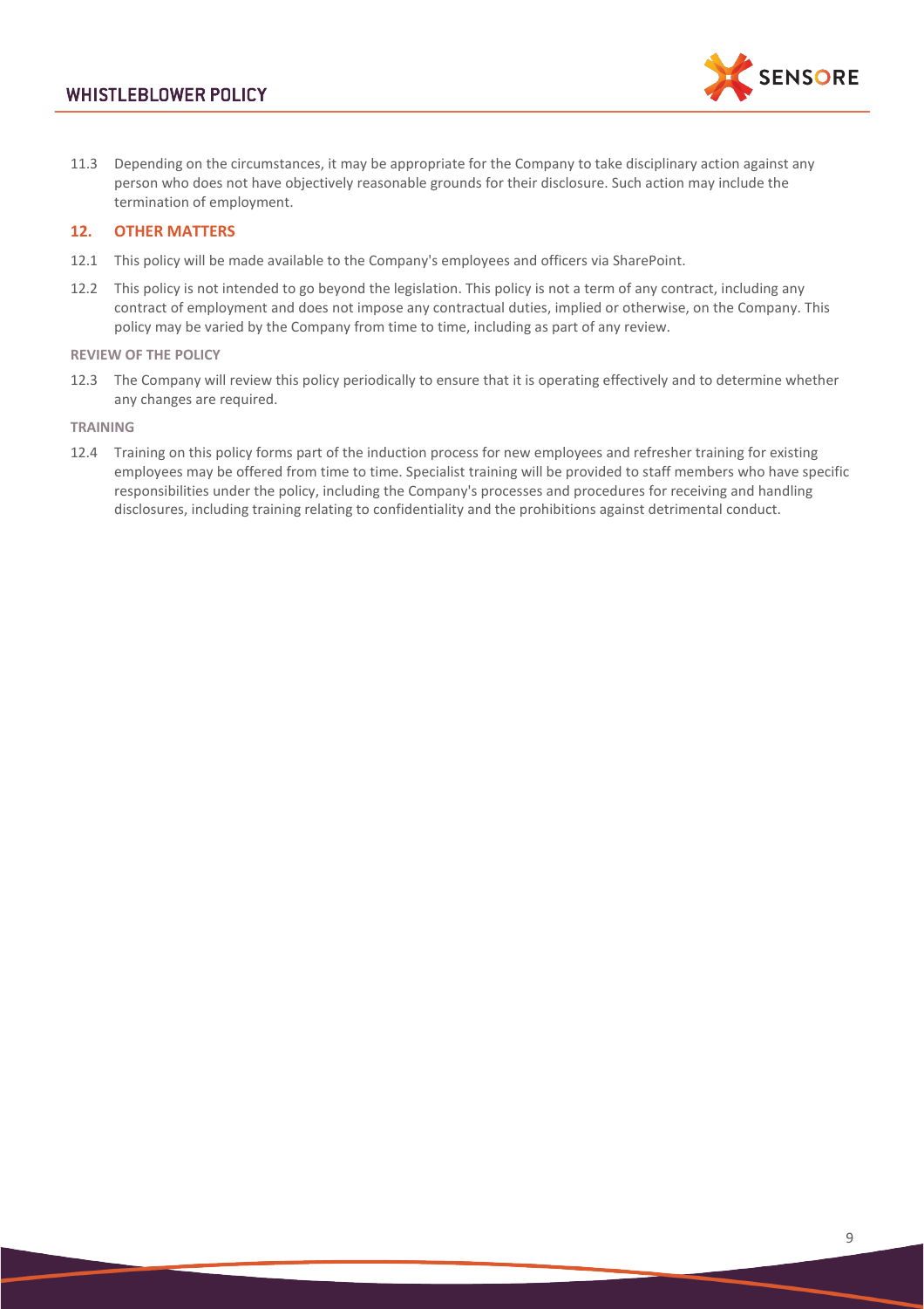11.3 Depending on the circumstances, it may be appropriate for the Company to take disciplinary action against any person who does not have objectively reasonable grounds for their disclosure. Such action may include the termination of employment.

## 12. OTHER MATTERS

12.1 This policy will be made available to the Company's employees and officers via SharePoint.

12.2 This policy is not intended to go beyond the legislation. This policy is not a term of any contract, including any contract of employment and does not impose any contractual duties, implied or otherwise, on the Company. This policy may be varied by the Company from time to time, including as part of any review.

### REVIEW OF THE POLICY

12.3 The Company will review this policy periodically to ensure that it is operating effectively and to determine whether any changes are required.

### TRAINING

12.4 Training on this policy forms part of the induction process for new employees and refresher training for existing employees may be offered from time to time. Specialist training will be provided to staff members who have specific responsibilities under the policy, including the Company's processes and procedures for receiving and handling disclosures, including training relating to confidentiality and the prohibitions against detrimental conduct.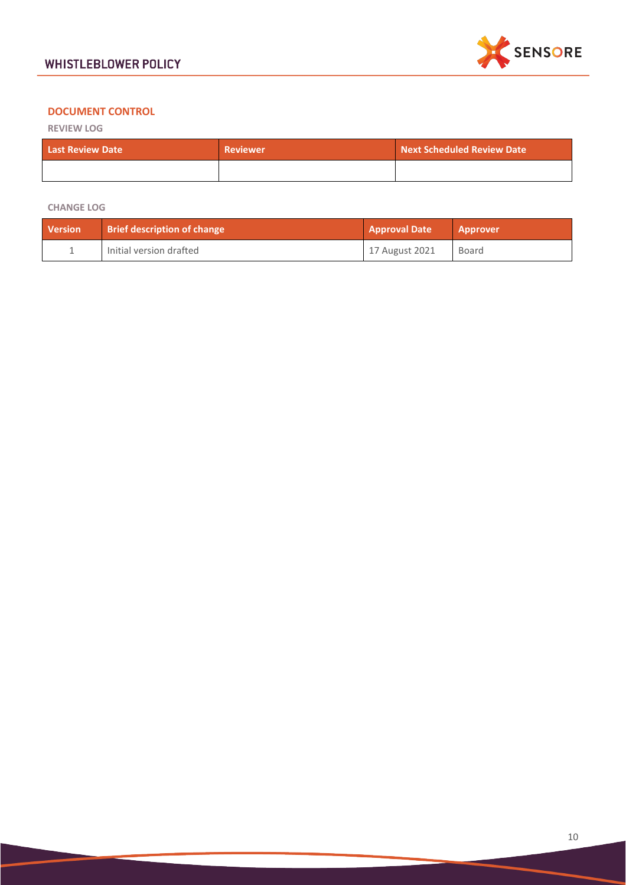## DOCUMENT CONTROL

### REVIEW LOG

| Last Review Date | Reviewer | Next Scheduled Review Date |
|---|---|---|
| | | |

### CHANGE LOG

| Version | Brief description of change | Approval Date | Approver |
|---|---|---|---|
| 1 | Initial version drafted | 17 August 2021 | Board |